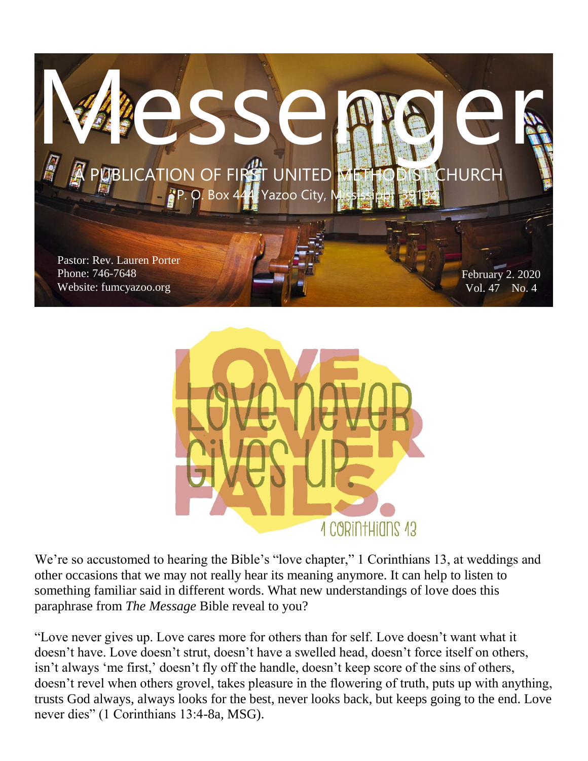# Messenger

A PUBLICATION OF FIRST UNITED METHODIST CHURCH

P. O. Box 444, Yazoo City, Mississippi 39194

Pastor: Rev. Lauren Porter
Phone: 746-7648
Website: fumcyazoo.org

February 2. 2020
Vol. 47 No. 4

LOVE NEVER FAILS.

Love never gives up.

1 Corinthians 13

We're so accustomed to hearing the Bible's "love chapter," 1 Corinthians 13, at weddings and other occasions that we may not really hear its meaning anymore. It can help to listen to something familiar said in different words. What new understandings of love does this paraphrase from *The Message* Bible reveal to you?

"Love never gives up. Love cares more for others than for self. Love doesn't want what it doesn't have. Love doesn't strut, doesn't have a swelled head, doesn't force itself on others, isn't always 'me first,' doesn't fly off the handle, doesn't keep score of the sins of others, doesn't revel when others grovel, takes pleasure in the flowering of truth, puts up with anything, trusts God always, always looks for the best, never looks back, but keeps going to the end. Love never dies" (1 Corinthians 13:4-8a, MSG).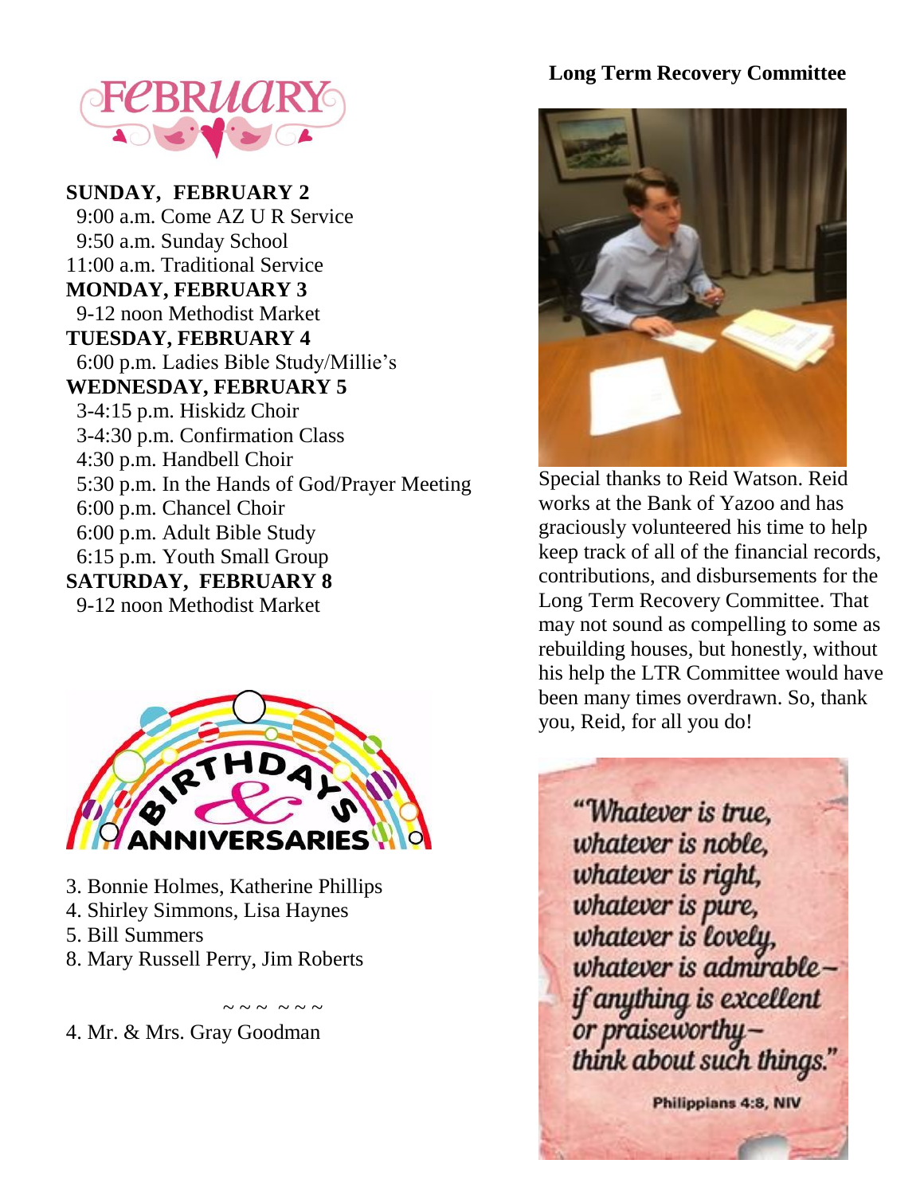# FEBRUARY

**SUNDAY, FEBRUARY 2**
9:00 a.m. Come AZ U R Service
9:50 a.m. Sunday School
11:00 a.m. Traditional Service

**MONDAY, FEBRUARY 3**
9-12 noon Methodist Market

**TUESDAY, FEBRUARY 4**
6:00 p.m. Ladies Bible Study/Millie's

**WEDNESDAY, FEBRUARY 5**
3-4:15 p.m. Hiskidz Choir
3-4:30 p.m. Confirmation Class
4:30 p.m. Handbell Choir
5:30 p.m. In the Hands of God/Prayer Meeting
6:00 p.m. Chancel Choir
6:00 p.m. Adult Bible Study
6:15 p.m. Youth Small Group

**SATURDAY, FEBRUARY 8**
9-12 noon Methodist Market

## BIRTHDAYS & ANNIVERSARIES

3. Bonnie Holmes, Katherine Phillips
4. Shirley Simmons, Lisa Haynes
5. Bill Summers
8. Mary Russell Perry, Jim Roberts

~ ~ ~ ~ ~ ~

4. Mr. & Mrs. Gray Goodman

## Long Term Recovery Committee

Special thanks to Reid Watson. Reid works at the Bank of Yazoo and has graciously volunteered his time to help keep track of all of the financial records, contributions, and disbursements for the Long Term Recovery Committee. That may not sound as compelling to some as rebuilding houses, but honestly, without his help the LTR Committee would have been many times overdrawn. So, thank you, Reid, for all you do!

"Whatever is true, whatever is noble, whatever is right, whatever is pure, whatever is lovely, whatever is admirable– if anything is excellent or praiseworthy– think about such things."

Philippians 4:8, NIV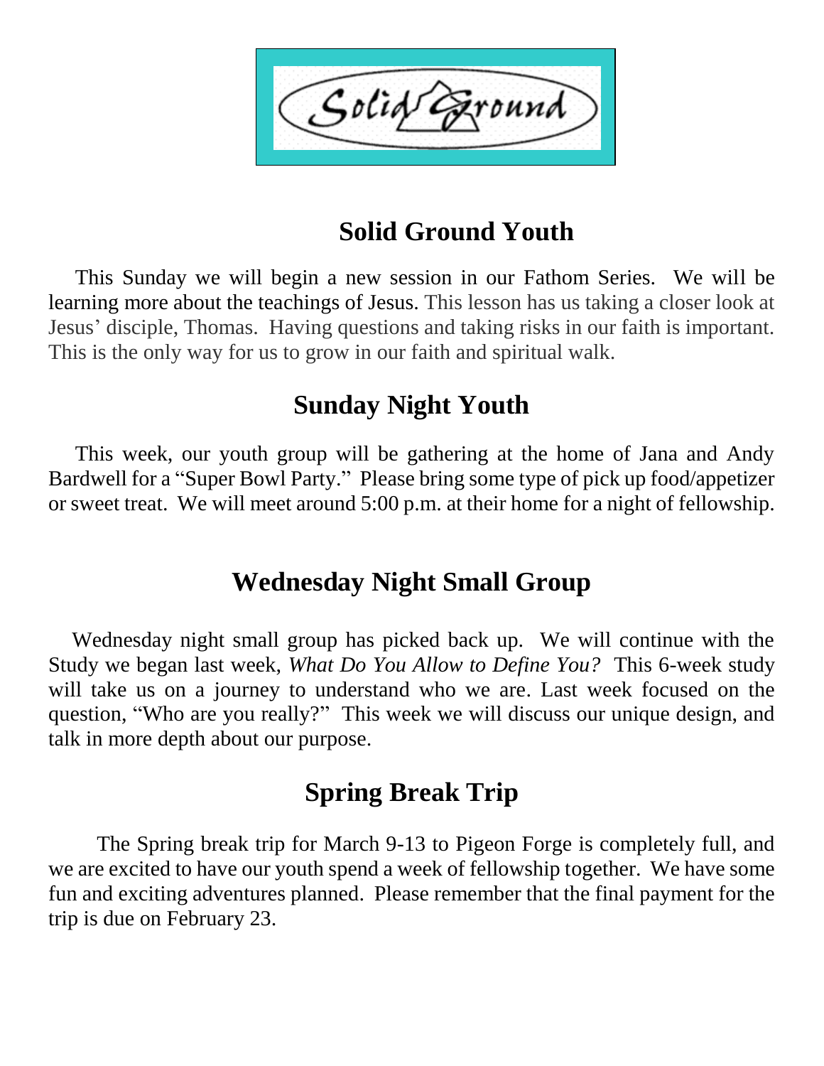Solid Ground

# Solid Ground Youth

This Sunday we will begin a new session in our Fathom Series. We will be learning more about the teachings of Jesus. This lesson has us taking a closer look at Jesus' disciple, Thomas. Having questions and taking risks in our faith is important. This is the only way for us to grow in our faith and spiritual walk.

# Sunday Night Youth

This week, our youth group will be gathering at the home of Jana and Andy Bardwell for a "Super Bowl Party." Please bring some type of pick up food/appetizer or sweet treat. We will meet around 5:00 p.m. at their home for a night of fellowship.

# Wednesday Night Small Group

Wednesday night small group has picked back up. We will continue with the Study we began last week, *What Do You Allow to Define You?* This 6-week study will take us on a journey to understand who we are. Last week focused on the question, "Who are you really?" This week we will discuss our unique design, and talk in more depth about our purpose.

# Spring Break Trip

The Spring break trip for March 9-13 to Pigeon Forge is completely full, and we are excited to have our youth spend a week of fellowship together. We have some fun and exciting adventures planned. Please remember that the final payment for the trip is due on February 23.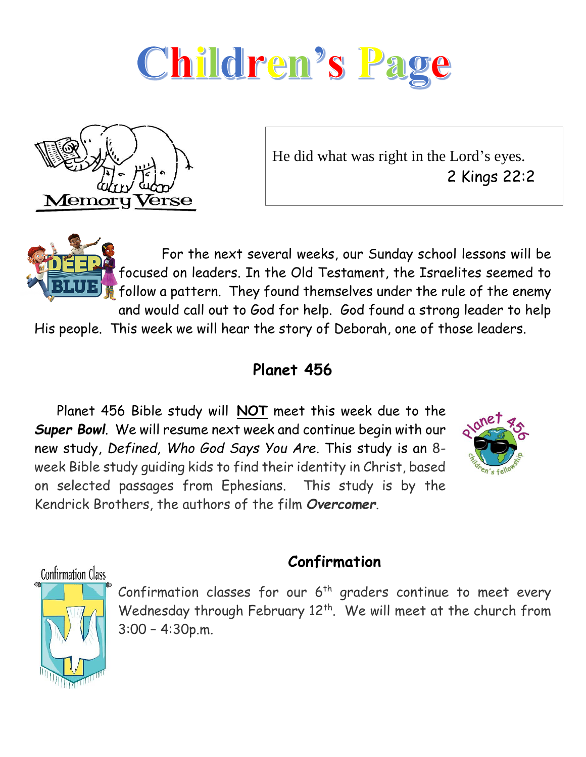# Children's Page

Memory Verse

He did what was right in the Lord's eyes.
2 Kings 22:2

For the next several weeks, our Sunday school lessons will be focused on leaders. In the Old Testament, the Israelites seemed to follow a pattern. They found themselves under the rule of the enemy and would call out to God for help. God found a strong leader to help His people. This week we will hear the story of Deborah, one of those leaders.

## Planet 456

Planet 456 Bible study will **NOT** meet this week due to the ***Super Bowl***. We will resume next week and continue begin with our new study, *Defined, Who God Says You Are*. This study is an 8-week Bible study guiding kids to find their identity in Christ, based on selected passages from Ephesians. This study is by the Kendrick Brothers, the authors of the film ***Overcomer***.

## Confirmation

Confirmation classes for our 6th graders continue to meet every Wednesday through February 12th. We will meet at the church from 3:00 – 4:30p.m.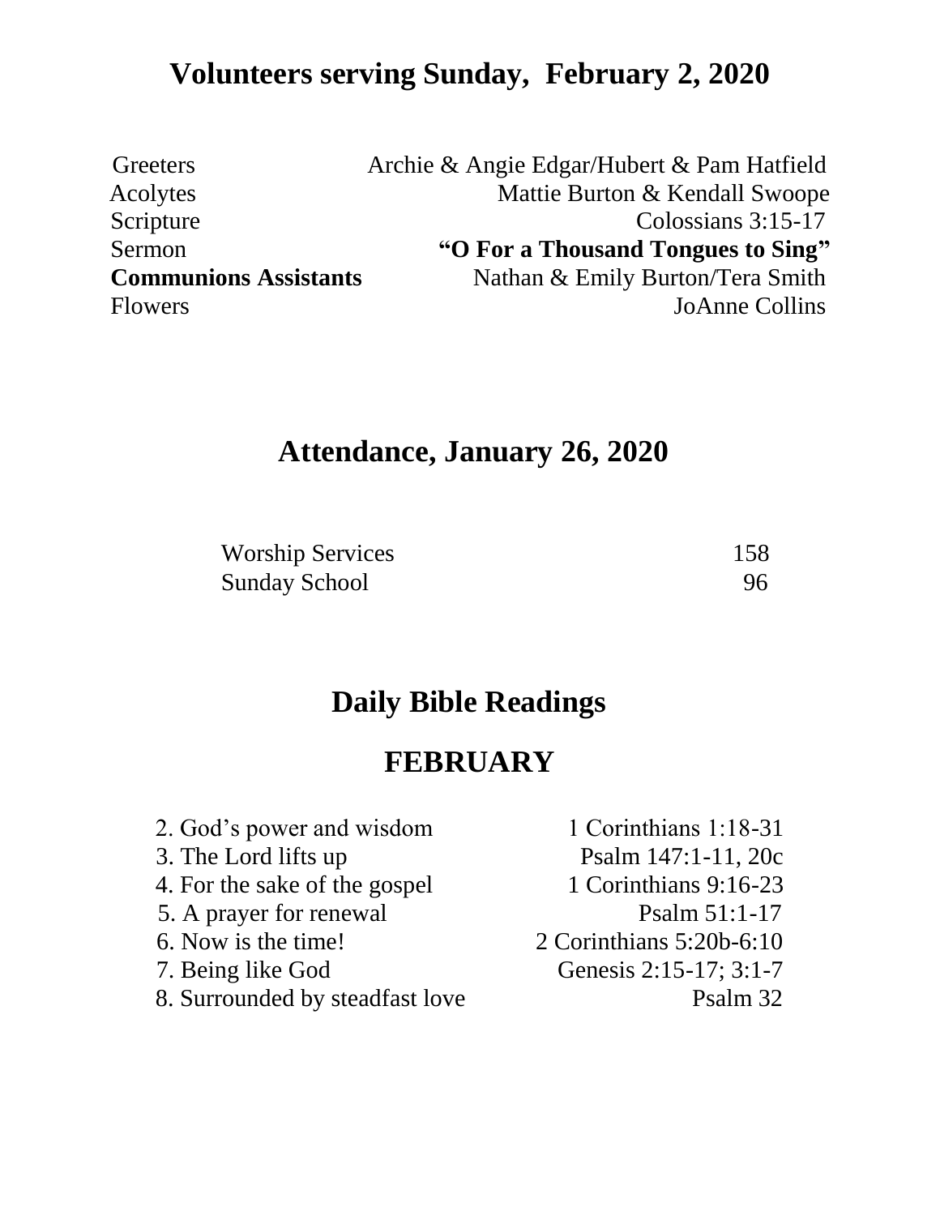## Volunteers serving Sunday, February 2, 2020

| | |
|---|---|
| Greeters | Archie & Angie Edgar/Hubert & Pam Hatfield |
| Acolytes | Mattie Burton & Kendall Swoope |
| Scripture | Colossians 3:15-17 |
| Sermon | **"O For a Thousand Tongues to Sing"** |
| **Communions Assistants** | Nathan & Emily Burton/Tera Smith |
| Flowers | JoAnne Collins |

## Attendance, January 26, 2020

| | |
|---|---|
| Worship Services | 158 |
| Sunday School | 96 |

## Daily Bible Readings

## FEBRUARY

| | |
|---|---|
| 2. God's power and wisdom | 1 Corinthians 1:18-31 |
| 3. The Lord lifts up | Psalm 147:1-11, 20c |
| 4. For the sake of the gospel | 1 Corinthians 9:16-23 |
| 5. A prayer for renewal | Psalm 51:1-17 |
| 6. Now is the time! | 2 Corinthians 5:20b-6:10 |
| 7. Being like God | Genesis 2:15-17; 3:1-7 |
| 8. Surrounded by steadfast love | Psalm 32 |